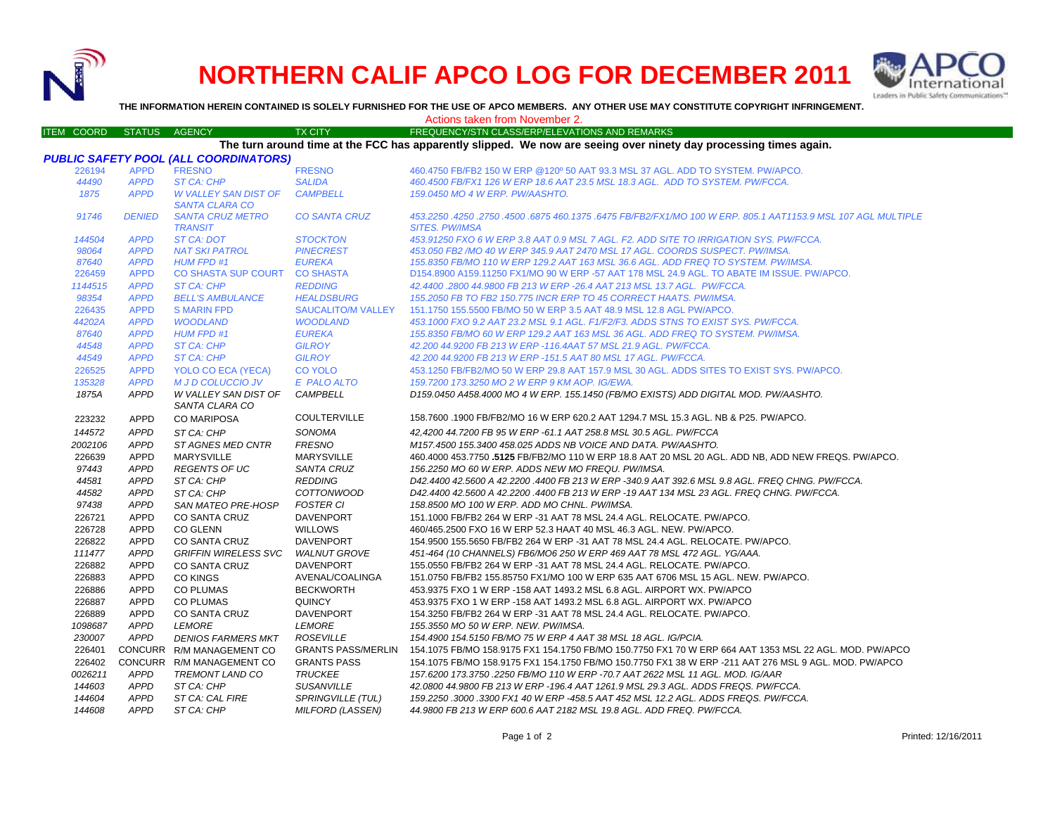# NORTHERN CALIF APCO LOG FOR DECEMBER 2011

**THE INFORMATION HEREIN CONTAINED IS SOLELY FURNISHED FOR THE USE OF APCO MEMBERS. ANY OTHER USE MAY CONSTITUTE COPYRIGHT INFRINGEMENT.**

Actions taken from November 2.

| ITEM COORD | STATUS | AGENCY | TX CITY | FREQUENCY/STN CLASS/ERP/ELEVATIONS AND REMARKS |
|---|---|---|---|---|

**The turn around time at the FCC has apparently slipped. We now are seeing over ninety day processing times again.**

### *PUBLIC SAFETY POOL (ALL COORDINATORS)*

| ITEM COORD | STATUS | AGENCY | TX CITY | FREQUENCY/STN CLASS/ERP/ELEVATIONS AND REMARKS |
|---|---|---|---|---|
| 226194 | APPD | FRESNO | FRESNO | 460.4750 FB/FB2 150 W ERP @120º 50 AAT 93.3 MSL 37 AGL. ADD TO SYSTEM. PW/APCO. |
| 44490 | APPD | ST CA: CHP | SALIDA | 460.4500 FB/FX1 126 W ERP 18.6 AAT 23.5 MSL 18.3 AGL. ADD TO SYSTEM. PW/FCCA. |
| 1875 | APPD | W VALLEY SAN DIST OF SANTA CLARA CO | CAMPBELL | 159.0450 MO 4 W ERP. PW/AASHTO. |
| 91746 | DENIED | SANTA CRUZ METRO TRANSIT | CO SANTA CRUZ | 453.2250 .4250 .2750 .4500 .6875 460.1375 .6475 FB/FB2/FX1/MO 100 W ERP. 805.1 AAT1153.9 MSL 107 AGL MULTIPLE SITES. PW/IMSA |
| 144504 | APPD | ST CA: DOT | STOCKTON | 453.91250 FXO 6 W ERP 3.8 AAT 0.9 MSL 7 AGL. F2. ADD SITE TO IRRIGATION SYS. PW/FCCA. |
| 98064 | APPD | NAT SKI PATROL | PINECREST | 453.050 FB2 /MO 40 W ERP 345.9 AAT 2470 MSL 17 AGL. COORDS SUSPECT. PW/IMSA. |
| 87640 | APPD | HUM FPD #1 | EUREKA | 155.8350 FB/MO 110 W ERP 129.2 AAT 163 MSL 36.6 AGL. ADD FREQ TO SYSTEM. PW/IMSA. |
| 226459 | APPD | CO SHASTA SUP COURT | CO SHASTA | D154.8900 A159.11250 FX1/MO 90 W ERP -57 AAT 178 MSL 24.9 AGL. TO ABATE IM ISSUE. PW/APCO. |
| 1144515 | APPD | ST CA: CHP | REDDING | 42.4400 .2800 44.9800 FB 213 W ERP -26.4 AAT 213 MSL 13.7 AGL. PW/FCCA. |
| 98354 | APPD | BELL'S AMBULANCE | HEALDSBURG | 155.2050 FB TO FB2 150.775 INCR ERP TO 45 CORRECT HAATS. PW/IMSA. |
| 226435 | APPD | S MARIN FPD | SAUCALITO/M VALLEY | 151.1750 155.5500 FB/MO 50 W ERP 3.5 AAT 48.9 MSL 12.8 AGL PW/APCO. |
| 44202A | APPD | WOODLAND | WOODLAND | 453.1000 FXO 9.2 AAT 23.2 MSL 9.1 AGL. F1/F2/F3. ADDS STNS TO EXIST SYS. PW/FCCA. |
| 87640 | APPD | HUM FPD #1 | EUREKA | 155.8350 FB/MO 60 W ERP 129.2 AAT 163 MSL 36 AGL. ADD FREQ TO SYSTEM. PW/IMSA. |
| 44548 | APPD | ST CA: CHP | GILROY | 42.200 44.9200 FB 213 W ERP -116.4AAT 57 MSL 21.9 AGL. PW/FCCA. |
| 44549 | APPD | ST CA: CHP | GILROY | 42.200 44.9200 FB 213 W ERP -151.5 AAT 80 MSL 17 AGL. PW/FCCA. |
| 226525 | APPD | YOLO CO ECA (YECA) | CO YOLO | 453.1250 FB/FB2/MO 50 W ERP 29.8 AAT 157.9 MSL 30 AGL. ADDS SITES TO EXIST SYS. PW/APCO. |
| 135328 | APPD | M J D COLUCCIO JV | E PALO ALTO | 159.7200 173.3250 MO 2 W ERP 9 KM AOP. IG/EWA. |
| 1875A | APPD | W VALLEY SAN DIST OF SANTA CLARA CO | CAMPBELL | D159.0450 A458.4000 MO 4 W ERP. 155.1450 (FB/MO EXISTS) ADD DIGITAL MOD. PW/AASHTO. |
| 223232 | APPD | CO MARIPOSA | COULTERVILLE | 158.7600 .1900 FB/FB2/MO 16 W ERP 620.2 AAT 1294.7 MSL 15.3 AGL. NB & P25. PW/APCO. |
| 144572 | APPD | ST CA: CHP | SONOMA | 42,4200 44.7200 FB 95 W ERP -61.1 AAT 258.8 MSL 30.5 AGL. PW/FCCA |
| 2002106 | APPD | ST AGNES MED CNTR | FRESNO | M157.4500 155.3400 458.025 ADDS NB VOICE AND DATA. PW/AASHTO. |
| 226639 | APPD | MARYSVILLE | MARYSVILLE | 460.4000 453.7750 **.5125** FB/FB2/MO 110 W ERP 18.8 AAT 20 MSL 20 AGL. ADD NB, ADD NEW FREQS. PW/APCO. |
| 97443 | APPD | REGENTS OF UC | SANTA CRUZ | 156.2250 MO 60 W ERP. ADDS NEW MO FREQU. PW/IMSA. |
| 44581 | APPD | ST CA: CHP | REDDING | D42.4400 42.5600 A 42.2200 .4400 FB 213 W ERP -340.9 AAT 392.6 MSL 9.8 AGL. FREQ CHNG. PW/FCCA. |
| 44582 | APPD | ST CA: CHP | COTTONWOOD | D42.4400 42.5600 A 42.2200 .4400 FB 213 W ERP -19 AAT 134 MSL 23 AGL. FREQ CHNG. PW/FCCA. |
| 97438 | APPD | SAN MATEO PRE-HOSP | FOSTER CI | 158.8500 MO 100 W ERP. ADD MO CHNL. PW/IMSA. |
| 226721 | APPD | CO SANTA CRUZ | DAVENPORT | 151.1000 FB/FB2 264 W ERP -31 AAT 78 MSL 24.4 AGL. RELOCATE. PW/APCO. |
| 226728 | APPD | CO GLENN | WILLOWS | 460/465.2500 FXO 16 W ERP 52.3 HAAT 40 MSL 46.3 AGL. NEW. PW/APCO. |
| 226822 | APPD | CO SANTA CRUZ | DAVENPORT | 154.9500 155.5650 FB/FB2 264 W ERP -31 AAT 78 MSL 24.4 AGL. RELOCATE. PW/APCO. |
| 111477 | APPD | GRIFFIN WIRELESS SVC | WALNUT GROVE | 451-464 (10 CHANNELS) FB6/MO6 250 W ERP 469 AAT 78 MSL 472 AGL. YG/AAA. |
| 226882 | APPD | CO SANTA CRUZ | DAVENPORT | 155.0550 FB/FB2 264 W ERP -31 AAT 78 MSL 24.4 AGL. RELOCATE. PW/APCO. |
| 226883 | APPD | CO KINGS | AVENAL/COALINGA | 151.0750 FB/FB2 155.85750 FX1/MO 100 W ERP 635 AAT 6706 MSL 15 AGL. NEW. PW/APCO. |
| 226886 | APPD | CO PLUMAS | BECKWORTH | 453.9375 FXO 1 W ERP -158 AAT 1493.2 MSL 6.8 AGL. AIRPORT WX. PW/APCO |
| 226887 | APPD | CO PLUMAS | QUINCY | 453.9375 FXO 1 W ERP -158 AAT 1493.2 MSL 6.8 AGL. AIRPORT WX. PW/APCO |
| 226889 | APPD | CO SANTA CRUZ | DAVENPORT | 154.3250 FB/FB2 264 W ERP -31 AAT 78 MSL 24.4 AGL. RELOCATE. PW/APCO. |
| 1098687 | APPD | LEMORE | LEMORE | 155.3550 MO 50 W ERP. NEW. PW/IMSA. |
| 230007 | APPD | DENIOS FARMERS MKT | ROSEVILLE | 154.4900 154.5150 FB/MO 75 W ERP 4 AAT 38 MSL 18 AGL. IG/PCIA. |
| 226401 | CONCURR | R/M MANAGEMENT CO | GRANTS PASS/MERLIN | 154.1075 FB/MO 158.9175 FX1 154.1750 FB/MO 150.7750 FX1 70 W ERP 664 AAT 1353 MSL 22 AGL. MOD. PW/APCO |
| 226402 | CONCURR | R/M MANAGEMENT CO | GRANTS PASS | 154.1075 FB/MO 158.9175 FX1 154.1750 FB/MO 150.7750 FX1 38 W ERP -211 AAT 276 MSL 9 AGL. MOD. PW/APCO |
| 0026211 | APPD | TREMONT LAND CO | TRUCKEE | 157.6200 173.3750 .2250 FB/MO 110 W ERP -70.7 AAT 2622 MSL 11 AGL. MOD. IG/AAR |
| 144603 | APPD | ST CA: CHP | SUSANVILLE | 42.0800 44.9800 FB 213 W ERP -196.4 AAT 1261.9 MSL 29.3 AGL. ADDS FREQS. PW/FCCA. |
| 144604 | APPD | ST CA: CAL FIRE | SPRINGVILLE (TUL) | 159.2250 .3000 .3300 FX1 40 W ERP -458.5 AAT 452 MSL 12.2 AGL. ADDS FREQS. PW/FCCA. |
| 144608 | APPD | ST CA: CHP | MILFORD (LASSEN) | 44.9800 FB 213 W ERP 600.6 AAT 2182 MSL 19.8 AGL. ADD FREQ. PW/FCCA. |

Printed: 12/16/2011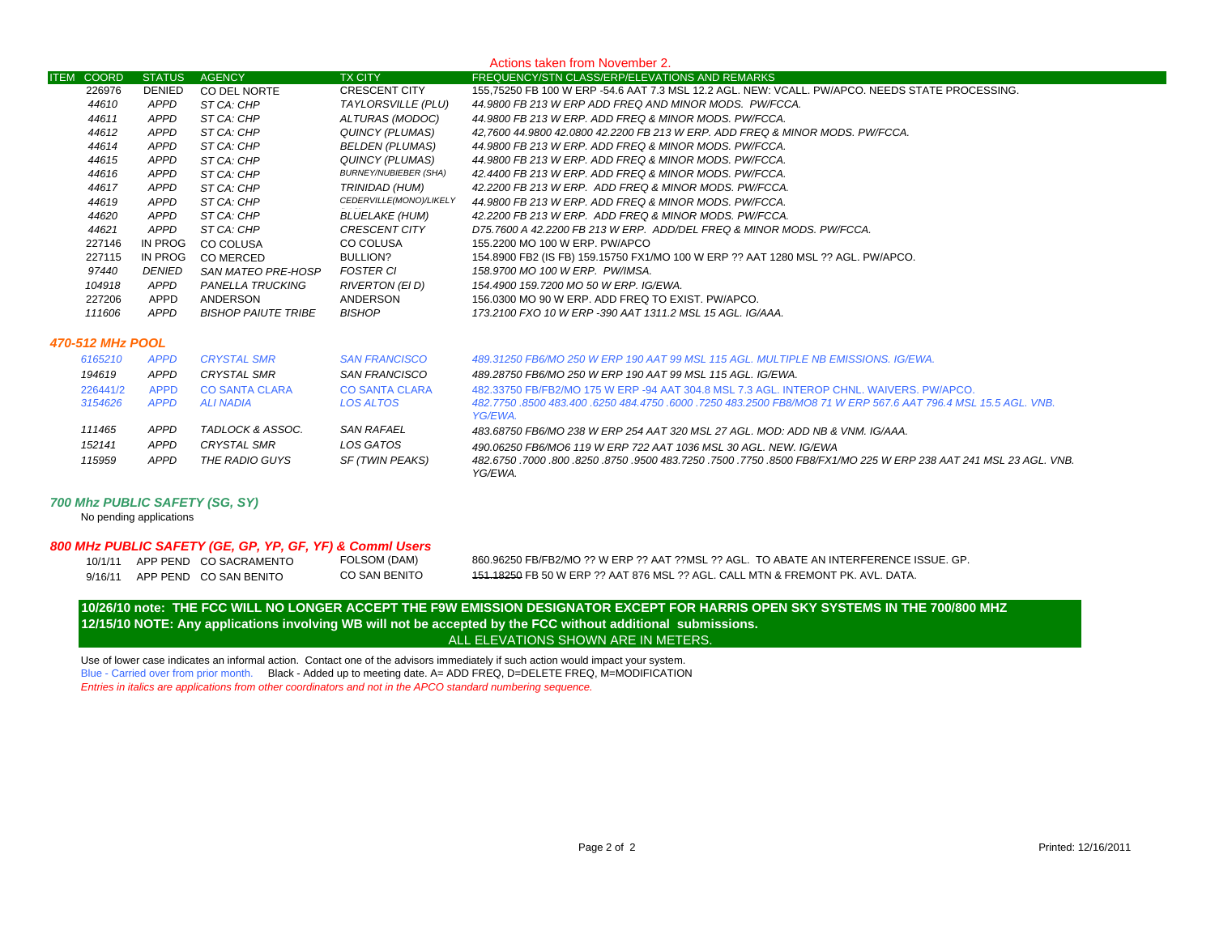Actions taken from November 2.

| ITEM | COORD | STATUS | AGENCY | TX CITY | FREQUENCY/STN CLASS/ERP/ELEVATIONS AND REMARKS |
|---|---|---|---|---|---|
| | 226976 | DENIED | CO DEL NORTE | CRESCENT CITY | 155,75250 FB 100 W ERP -54.6 AAT 7.3 MSL 12.2 AGL. NEW: VCALL. PW/APCO. NEEDS STATE PROCESSING. |
| | *44610* | *APPD* | *ST CA: CHP* | *TAYLORSVILLE (PLU)* | *44.9800 FB 213 W ERP ADD FREQ AND MINOR MODS. PW/FCCA.* |
| | *44611* | *APPD* | *ST CA: CHP* | *ALTURAS (MODOC)* | *44.9800 FB 213 W ERP. ADD FREQ & MINOR MODS. PW/FCCA.* |
| | *44612* | *APPD* | *ST CA: CHP* | *QUINCY (PLUMAS)* | *42,7600 44.9800 42.0800 42.2200 FB 213 W ERP. ADD FREQ & MINOR MODS. PW/FCCA.* |
| | *44614* | *APPD* | *ST CA: CHP* | *BELDEN (PLUMAS)* | *44.9800 FB 213 W ERP. ADD FREQ & MINOR MODS. PW/FCCA.* |
| | *44615* | *APPD* | *ST CA: CHP* | *QUINCY (PLUMAS)* | *44.9800 FB 213 W ERP. ADD FREQ & MINOR MODS. PW/FCCA.* |
| | *44616* | *APPD* | *ST CA: CHP* | *BURNEY/NUBIEBER (SHA)* | *42.4400 FB 213 W ERP. ADD FREQ & MINOR MODS. PW/FCCA.* |
| | *44617* | *APPD* | *ST CA: CHP* | *TRINIDAD (HUM)* | *42.2200 FB 213 W ERP. ADD FREQ & MINOR MODS. PW/FCCA.* |
| | *44619* | *APPD* | *ST CA: CHP* | *CEDERVILLE(MONO)/LIKELY* | *44.9800 FB 213 W ERP. ADD FREQ & MINOR MODS. PW/FCCA.* |
| | *44620* | *APPD* | *ST CA: CHP* | *BLUELAKE (HUM)* | *42.2200 FB 213 W ERP. ADD FREQ & MINOR MODS. PW/FCCA.* |
| | *44621* | *APPD* | *ST CA: CHP* | *CRESCENT CITY* | *D75.7600 A 42.2200 FB 213 W ERP. ADD/DEL FREQ & MINOR MODS. PW/FCCA.* |
| | 227146 | IN PROG | CO COLUSA | CO COLUSA | 155.2200 MO 100 W ERP. PW/APCO |
| | 227115 | IN PROG | CO MERCED | BULLION? | 154.8900 FB2 (IS FB) 159.15750 FX1/MO 100 W ERP ?? AAT 1280 MSL ?? AGL. PW/APCO. |
| | *97440* | *DENIED* | *SAN MATEO PRE-HOSP* | *FOSTER CI* | *158.9700 MO 100 W ERP. PW/IMSA.* |
| | *104918* | *APPD* | *PANELLA TRUCKING* | *RIVERTON (El D)* | *154.4900 159.7200 MO 50 W ERP. IG/EWA.* |
| | 227206 | APPD | ANDERSON | ANDERSON | 156.0300 MO 90 W ERP. ADD FREQ TO EXIST. PW/APCO. |
| | *111606* | *APPD* | *BISHOP PAIUTE TRIBE* | *BISHOP* | *173.2100 FXO 10 W ERP -390 AAT 1311.2 MSL 15 AGL. IG/AAA.* |

### *470-512 MHz POOL*

| | | | | | |
|---|---|---|---|---|---|
| *6165210* | *APPD* | *CRYSTAL SMR* | *SAN FRANCISCO* | *489.31250 FB6/MO 250 W ERP 190 AAT 99 MSL 115 AGL. MULTIPLE NB EMISSIONS. IG/EWA.* |
| *194619* | *APPD* | *CRYSTAL SMR* | *SAN FRANCISCO* | *489.28750 FB6/MO 250 W ERP 190 AAT 99 MSL 115 AGL. IG/EWA.* |
| 226441/2 | APPD | CO SANTA CLARA | CO SANTA CLARA | 482.33750 FB/FB2/MO 175 W ERP -94 AAT 304.8 MSL 7.3 AGL. INTEROP CHNL. WAIVERS. PW/APCO. |
| *3154626* | *APPD* | *ALI NADIA* | *LOS ALTOS* | *482.7750 .8500 483.400 .6250 484.4750 .6000 .7250 483.2500 FB8/MO8 71 W ERP 567.6 AAT 796.4 MSL 15.5 AGL. VNB. YG/EWA.* |
| *111465* | *APPD* | *TADLOCK & ASSOC.* | *SAN RAFAEL* | *483.68750 FB6/MO 238 W ERP 254 AAT 320 MSL 27 AGL. MOD: ADD NB & VNM. IG/AAA.* |
| *152141* | *APPD* | *CRYSTAL SMR* | *LOS GATOS* | *490.06250 FB6/MO6 119 W ERP 722 AAT 1036 MSL 30 AGL. NEW. IG/EWA* |
| *115959* | *APPD* | *THE RADIO GUYS* | *SF (TWIN PEAKS)* | *482.6750 .7000 .800 .8250 .8750 .9500 483.7250 .7500 .7750 .8500 FB8/FX1/MO 225 W ERP 238 AAT 241 MSL 23 AGL. VNB. YG/EWA.* |

### *700 Mhz PUBLIC SAFETY (SG, SY)*

No pending applications

### *800 MHz PUBLIC SAFETY (GE, GP, YP, GF, YF) & Comml Users*

| | | | | |
|---|---|---|---|---|
| 10/1/11 | APP PEND | CO SACRAMENTO | FOLSOM (DAM) | 860.96250 FB/FB2/MO ?? W ERP ?? AAT ??MSL ?? AGL. TO ABATE AN INTERFERENCE ISSUE. GP. |
| 9/16/11 | APP PEND | CO SAN BENITO | CO SAN BENITO | ~~151.18250~~ FB 50 W ERP ?? AAT 876 MSL ?? AGL. CALL MTN & FREMONT PK. AVL. DATA. |

**10/26/10 note: THE FCC WILL NO LONGER ACCEPT THE F9W EMISSION DESIGNATOR EXCEPT FOR HARRIS OPEN SKY SYSTEMS IN THE 700/800 MHZ**
**12/15/10 NOTE: Any applications involving WB will not be accepted by the FCC without additional submissions.**
ALL ELEVATIONS SHOWN ARE IN METERS.

Use of lower case indicates an informal action. Contact one of the advisors immediately if such action would impact your system.
Blue - Carried over from prior month. Black - Added up to meeting date. A= ADD FREQ, D=DELETE FREQ, M=MODIFICATION
*Entries in italics are applications from other coordinators and not in the APCO standard numbering sequence.*

Printed: 12/16/2011